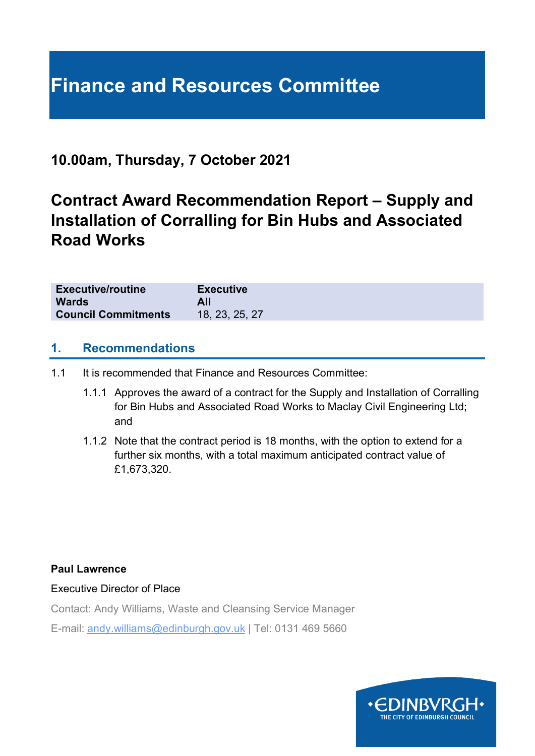# Finance and Resources Committee

**10.00am, Thursday, 7 October 2021**

## Contract Award Recommendation Report – Supply and Installation of Corralling for Bin Hubs and Associated Road Works

| | |
|---|---|
| **Executive/routine** | **Executive** |
| **Wards** | **All** |
| **Council Commitments** | 18, 23, 25, 27 |

### 1. Recommendations

1.1 It is recommended that Finance and Resources Committee:

1.1.1 Approves the award of a contract for the Supply and Installation of Corralling for Bin Hubs and Associated Road Works to Maclay Civil Engineering Ltd; and

1.1.2 Note that the contract period is 18 months, with the option to extend for a further six months, with a total maximum anticipated contract value of £1,673,320.

**Paul Lawrence**

Executive Director of Place

Contact: Andy Williams, Waste and Cleansing Service Manager

E-mail: andy.williams@edinburgh.gov.uk | Tel: 0131 469 5660

EDINBVRGH THE CITY OF EDINBURGH COUNCIL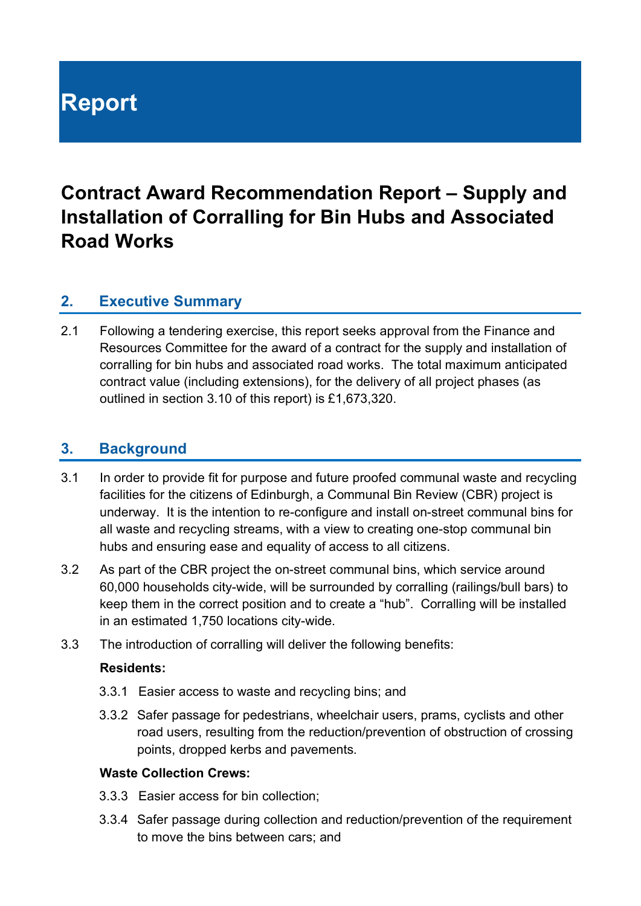# Report

## Contract Award Recommendation Report – Supply and Installation of Corralling for Bin Hubs and Associated Road Works

### 2. Executive Summary

2.1 Following a tendering exercise, this report seeks approval from the Finance and Resources Committee for the award of a contract for the supply and installation of corralling for bin hubs and associated road works. The total maximum anticipated contract value (including extensions), for the delivery of all project phases (as outlined in section 3.10 of this report) is £1,673,320.

### 3. Background

3.1 In order to provide fit for purpose and future proofed communal waste and recycling facilities for the citizens of Edinburgh, a Communal Bin Review (CBR) project is underway. It is the intention to re-configure and install on-street communal bins for all waste and recycling streams, with a view to creating one-stop communal bin hubs and ensuring ease and equality of access to all citizens.

3.2 As part of the CBR project the on-street communal bins, which service around 60,000 households city-wide, will be surrounded by corralling (railings/bull bars) to keep them in the correct position and to create a "hub". Corralling will be installed in an estimated 1,750 locations city-wide.

3.3 The introduction of corralling will deliver the following benefits:

**Residents:**

3.3.1 Easier access to waste and recycling bins; and

3.3.2 Safer passage for pedestrians, wheelchair users, prams, cyclists and other road users, resulting from the reduction/prevention of obstruction of crossing points, dropped kerbs and pavements.

**Waste Collection Crews:**

3.3.3 Easier access for bin collection;

3.3.4 Safer passage during collection and reduction/prevention of the requirement to move the bins between cars; and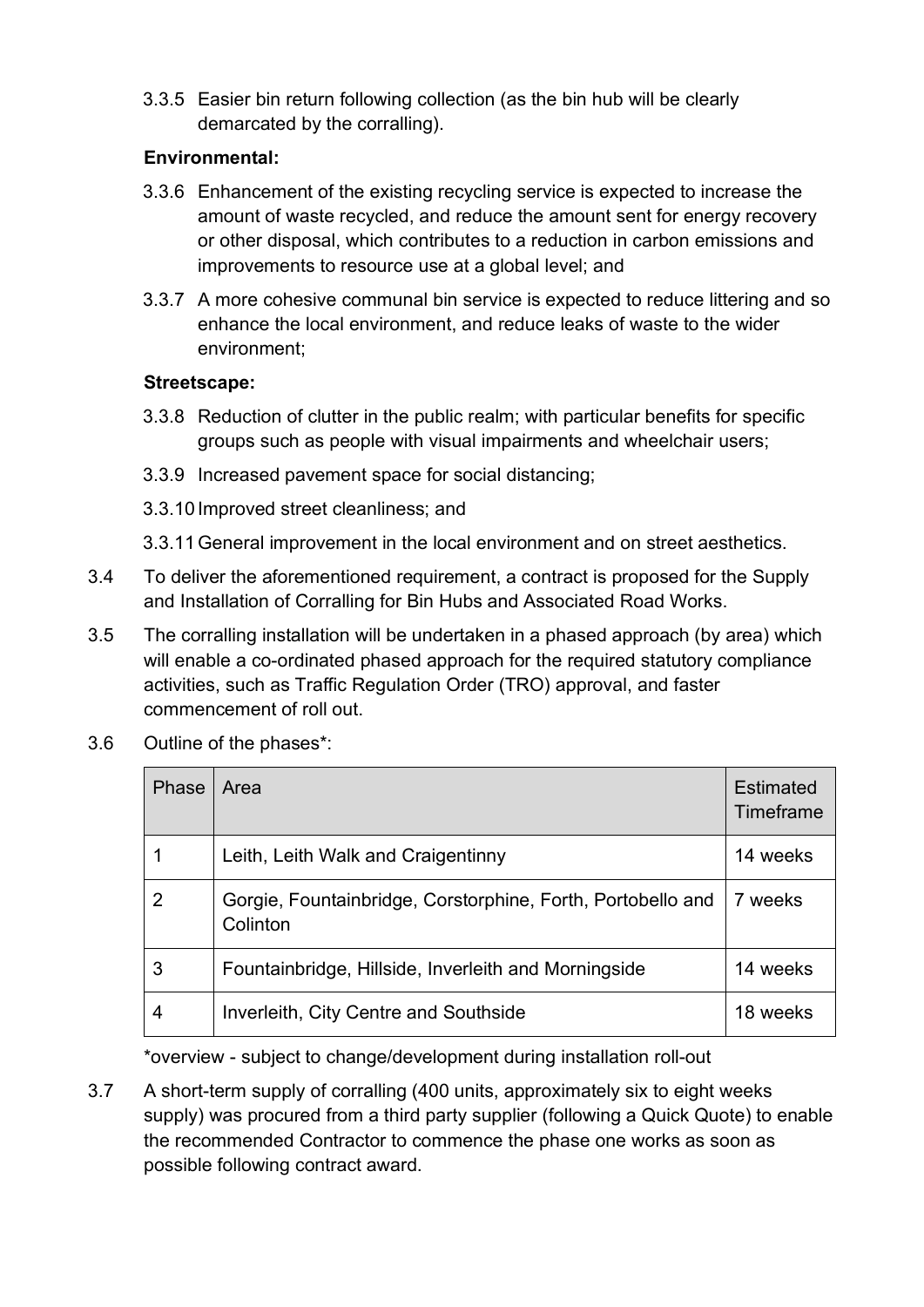3.3.5 Easier bin return following collection (as the bin hub will be clearly demarcated by the corralling).

**Environmental:**

3.3.6 Enhancement of the existing recycling service is expected to increase the amount of waste recycled, and reduce the amount sent for energy recovery or other disposal, which contributes to a reduction in carbon emissions and improvements to resource use at a global level; and

3.3.7 A more cohesive communal bin service is expected to reduce littering and so enhance the local environment, and reduce leaks of waste to the wider environment;

**Streetscape:**

3.3.8 Reduction of clutter in the public realm; with particular benefits for specific groups such as people with visual impairments and wheelchair users;

3.3.9 Increased pavement space for social distancing;

3.3.10 Improved street cleanliness; and

3.3.11 General improvement in the local environment and on street aesthetics.

3.4 To deliver the aforementioned requirement, a contract is proposed for the Supply and Installation of Corralling for Bin Hubs and Associated Road Works.

3.5 The corralling installation will be undertaken in a phased approach (by area) which will enable a co-ordinated phased approach for the required statutory compliance activities, such as Traffic Regulation Order (TRO) approval, and faster commencement of roll out.

3.6 Outline of the phases*:

| Phase | Area | Estimated Timeframe |
|---|---|---|
| 1 | Leith, Leith Walk and Craigentinny | 14 weeks |
| 2 | Gorgie, Fountainbridge, Corstorphine, Forth, Portobello and Colinton | 7 weeks |
| 3 | Fountainbridge, Hillside, Inverleith and Morningside | 14 weeks |
| 4 | Inverleith, City Centre and Southside | 18 weeks |

*overview - subject to change/development during installation roll-out

3.7 A short-term supply of corralling (400 units, approximately six to eight weeks supply) was procured from a third party supplier (following a Quick Quote) to enable the recommended Contractor to commence the phase one works as soon as possible following contract award.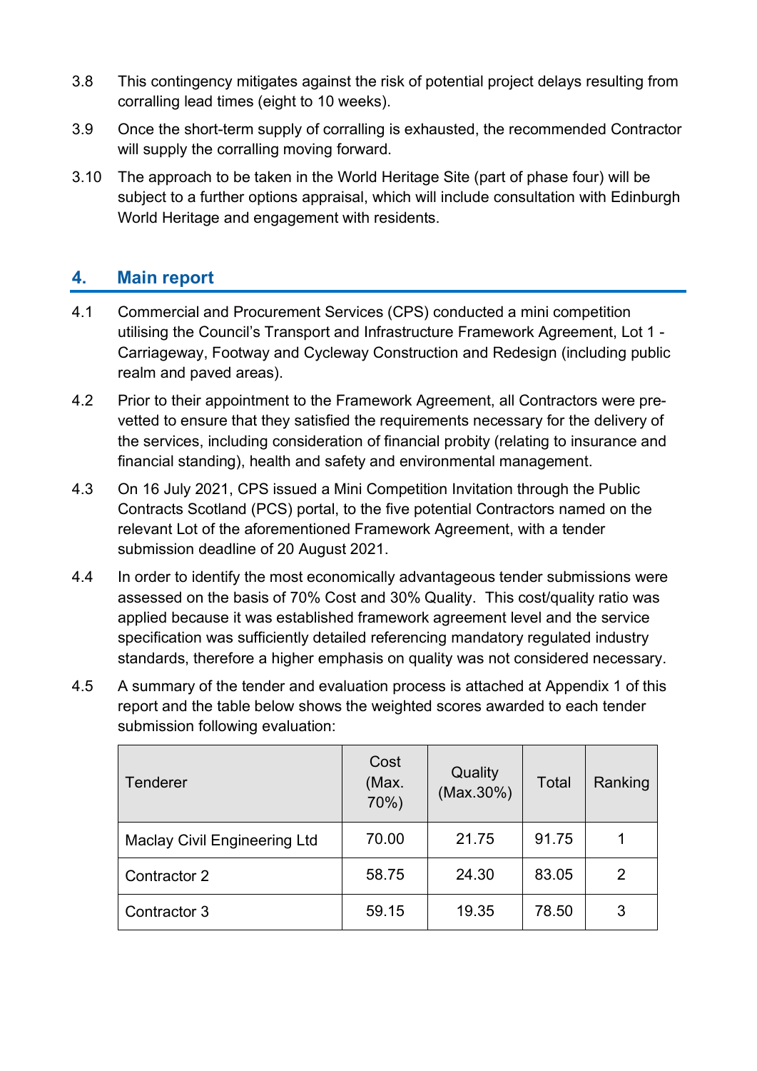3.8 This contingency mitigates against the risk of potential project delays resulting from corralling lead times (eight to 10 weeks).

3.9 Once the short-term supply of corralling is exhausted, the recommended Contractor will supply the corralling moving forward.

3.10 The approach to be taken in the World Heritage Site (part of phase four) will be subject to a further options appraisal, which will include consultation with Edinburgh World Heritage and engagement with residents.

## 4. Main report

4.1 Commercial and Procurement Services (CPS) conducted a mini competition utilising the Council's Transport and Infrastructure Framework Agreement, Lot 1 - Carriageway, Footway and Cycleway Construction and Redesign (including public realm and paved areas).

4.2 Prior to their appointment to the Framework Agreement, all Contractors were pre-vetted to ensure that they satisfied the requirements necessary for the delivery of the services, including consideration of financial probity (relating to insurance and financial standing), health and safety and environmental management.

4.3 On 16 July 2021, CPS issued a Mini Competition Invitation through the Public Contracts Scotland (PCS) portal, to the five potential Contractors named on the relevant Lot of the aforementioned Framework Agreement, with a tender submission deadline of 20 August 2021.

4.4 In order to identify the most economically advantageous tender submissions were assessed on the basis of 70% Cost and 30% Quality. This cost/quality ratio was applied because it was established framework agreement level and the service specification was sufficiently detailed referencing mandatory regulated industry standards, therefore a higher emphasis on quality was not considered necessary.

4.5 A summary of the tender and evaluation process is attached at Appendix 1 of this report and the table below shows the weighted scores awarded to each tender submission following evaluation:

| Tenderer | Cost (Max. 70%) | Quality (Max.30%) | Total | Ranking |
|---|---|---|---|---|
| Maclay Civil Engineering Ltd | 70.00 | 21.75 | 91.75 | 1 |
| Contractor 2 | 58.75 | 24.30 | 83.05 | 2 |
| Contractor 3 | 59.15 | 19.35 | 78.50 | 3 |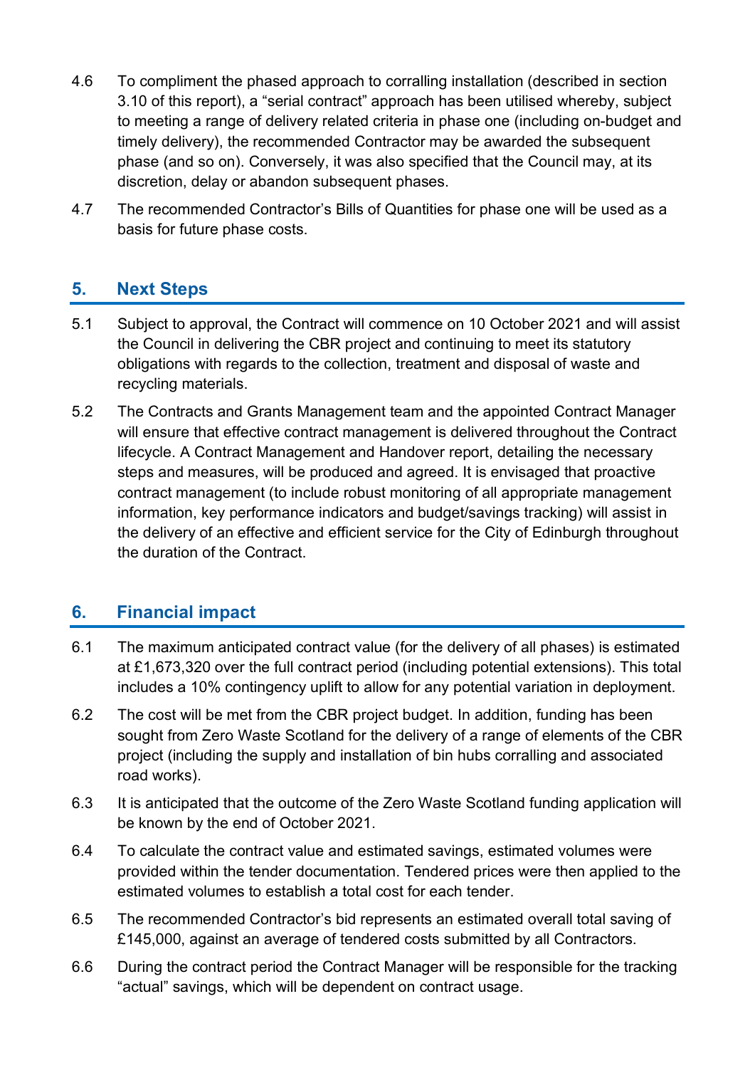4.6 To compliment the phased approach to corralling installation (described in section 3.10 of this report), a "serial contract" approach has been utilised whereby, subject to meeting a range of delivery related criteria in phase one (including on-budget and timely delivery), the recommended Contractor may be awarded the subsequent phase (and so on). Conversely, it was also specified that the Council may, at its discretion, delay or abandon subsequent phases.

4.7 The recommended Contractor's Bills of Quantities for phase one will be used as a basis for future phase costs.

## 5. Next Steps

5.1 Subject to approval, the Contract will commence on 10 October 2021 and will assist the Council in delivering the CBR project and continuing to meet its statutory obligations with regards to the collection, treatment and disposal of waste and recycling materials.

5.2 The Contracts and Grants Management team and the appointed Contract Manager will ensure that effective contract management is delivered throughout the Contract lifecycle. A Contract Management and Handover report, detailing the necessary steps and measures, will be produced and agreed. It is envisaged that proactive contract management (to include robust monitoring of all appropriate management information, key performance indicators and budget/savings tracking) will assist in the delivery of an effective and efficient service for the City of Edinburgh throughout the duration of the Contract.

## 6. Financial impact

6.1 The maximum anticipated contract value (for the delivery of all phases) is estimated at £1,673,320 over the full contract period (including potential extensions). This total includes a 10% contingency uplift to allow for any potential variation in deployment.

6.2 The cost will be met from the CBR project budget. In addition, funding has been sought from Zero Waste Scotland for the delivery of a range of elements of the CBR project (including the supply and installation of bin hubs corralling and associated road works).

6.3 It is anticipated that the outcome of the Zero Waste Scotland funding application will be known by the end of October 2021.

6.4 To calculate the contract value and estimated savings, estimated volumes were provided within the tender documentation. Tendered prices were then applied to the estimated volumes to establish a total cost for each tender.

6.5 The recommended Contractor's bid represents an estimated overall total saving of £145,000, against an average of tendered costs submitted by all Contractors.

6.6 During the contract period the Contract Manager will be responsible for the tracking "actual" savings, which will be dependent on contract usage.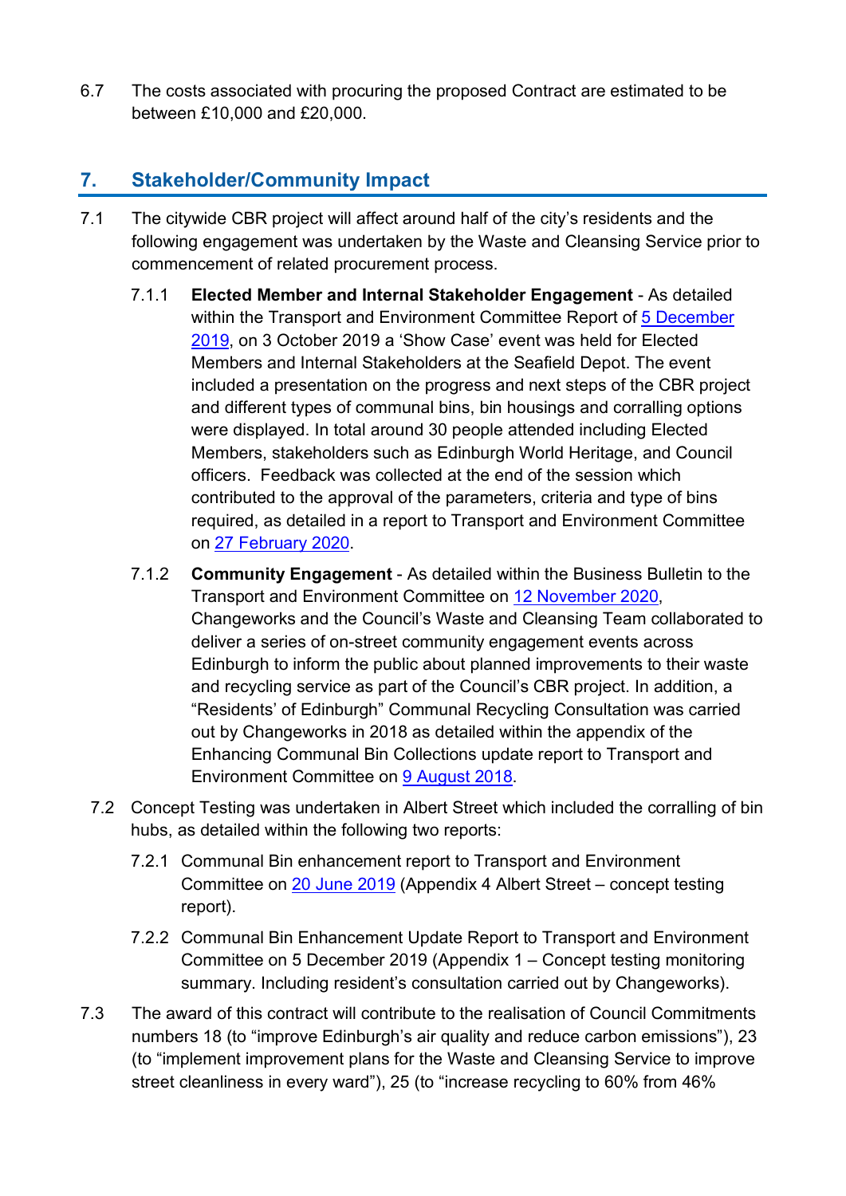6.7 The costs associated with procuring the proposed Contract are estimated to be between £10,000 and £20,000.

## 7. Stakeholder/Community Impact

7.1 The citywide CBR project will affect around half of the city's residents and the following engagement was undertaken by the Waste and Cleansing Service prior to commencement of related procurement process.

7.1.1 **Elected Member and Internal Stakeholder Engagement** - As detailed within the Transport and Environment Committee Report of [5 December 2019](), on 3 October 2019 a 'Show Case' event was held for Elected Members and Internal Stakeholders at the Seafield Depot. The event included a presentation on the progress and next steps of the CBR project and different types of communal bins, bin housings and corralling options were displayed. In total around 30 people attended including Elected Members, stakeholders such as Edinburgh World Heritage, and Council officers. Feedback was collected at the end of the session which contributed to the approval of the parameters, criteria and type of bins required, as detailed in a report to Transport and Environment Committee on [27 February 2020]().

7.1.2 **Community Engagement** - As detailed within the Business Bulletin to the Transport and Environment Committee on [12 November 2020](), Changeworks and the Council's Waste and Cleansing Team collaborated to deliver a series of on-street community engagement events across Edinburgh to inform the public about planned improvements to their waste and recycling service as part of the Council's CBR project. In addition, a "Residents' of Edinburgh" Communal Recycling Consultation was carried out by Changeworks in 2018 as detailed within the appendix of the Enhancing Communal Bin Collections update report to Transport and Environment Committee on [9 August 2018]().

7.2 Concept Testing was undertaken in Albert Street which included the corralling of bin hubs, as detailed within the following two reports:

7.2.1 Communal Bin enhancement report to Transport and Environment Committee on [20 June 2019]() (Appendix 4 Albert Street – concept testing report).

7.2.2 Communal Bin Enhancement Update Report to Transport and Environment Committee on 5 December 2019 (Appendix 1 – Concept testing monitoring summary. Including resident's consultation carried out by Changeworks).

7.3 The award of this contract will contribute to the realisation of Council Commitments numbers 18 (to "improve Edinburgh's air quality and reduce carbon emissions"), 23 (to "implement improvement plans for the Waste and Cleansing Service to improve street cleanliness in every ward"), 25 (to "increase recycling to 60% from 46%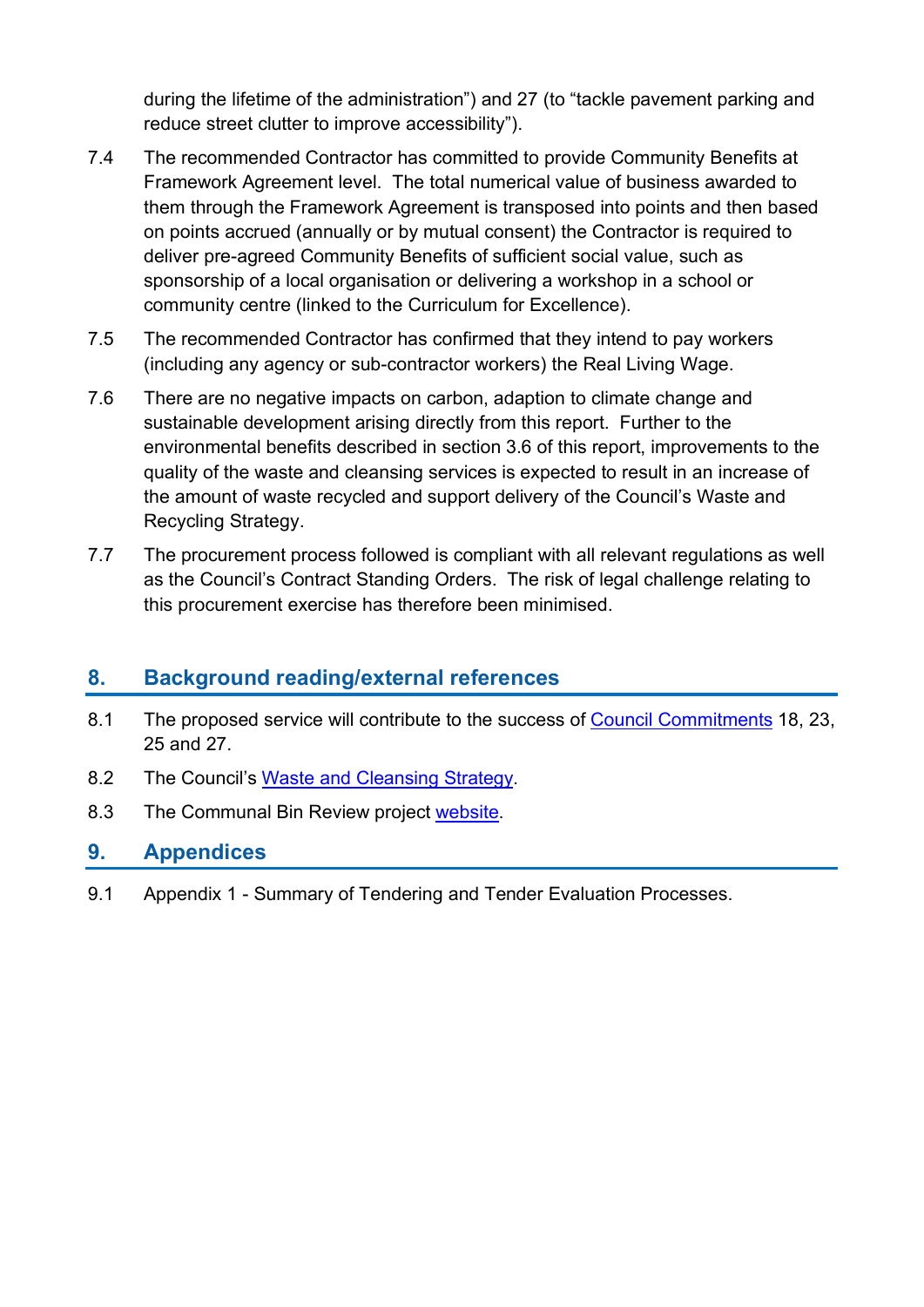during the lifetime of the administration") and 27 (to "tackle pavement parking and reduce street clutter to improve accessibility").

7.4 The recommended Contractor has committed to provide Community Benefits at Framework Agreement level. The total numerical value of business awarded to them through the Framework Agreement is transposed into points and then based on points accrued (annually or by mutual consent) the Contractor is required to deliver pre-agreed Community Benefits of sufficient social value, such as sponsorship of a local organisation or delivering a workshop in a school or community centre (linked to the Curriculum for Excellence).

7.5 The recommended Contractor has confirmed that they intend to pay workers (including any agency or sub-contractor workers) the Real Living Wage.

7.6 There are no negative impacts on carbon, adaption to climate change and sustainable development arising directly from this report. Further to the environmental benefits described in section 3.6 of this report, improvements to the quality of the waste and cleansing services is expected to result in an increase of the amount of waste recycled and support delivery of the Council's Waste and Recycling Strategy.

7.7 The procurement process followed is compliant with all relevant regulations as well as the Council's Contract Standing Orders. The risk of legal challenge relating to this procurement exercise has therefore been minimised.

## 8. Background reading/external references

8.1 The proposed service will contribute to the success of Council Commitments 18, 23, 25 and 27.

8.2 The Council's Waste and Cleansing Strategy.

8.3 The Communal Bin Review project website.

## 9. Appendices

9.1 Appendix 1 - Summary of Tendering and Tender Evaluation Processes.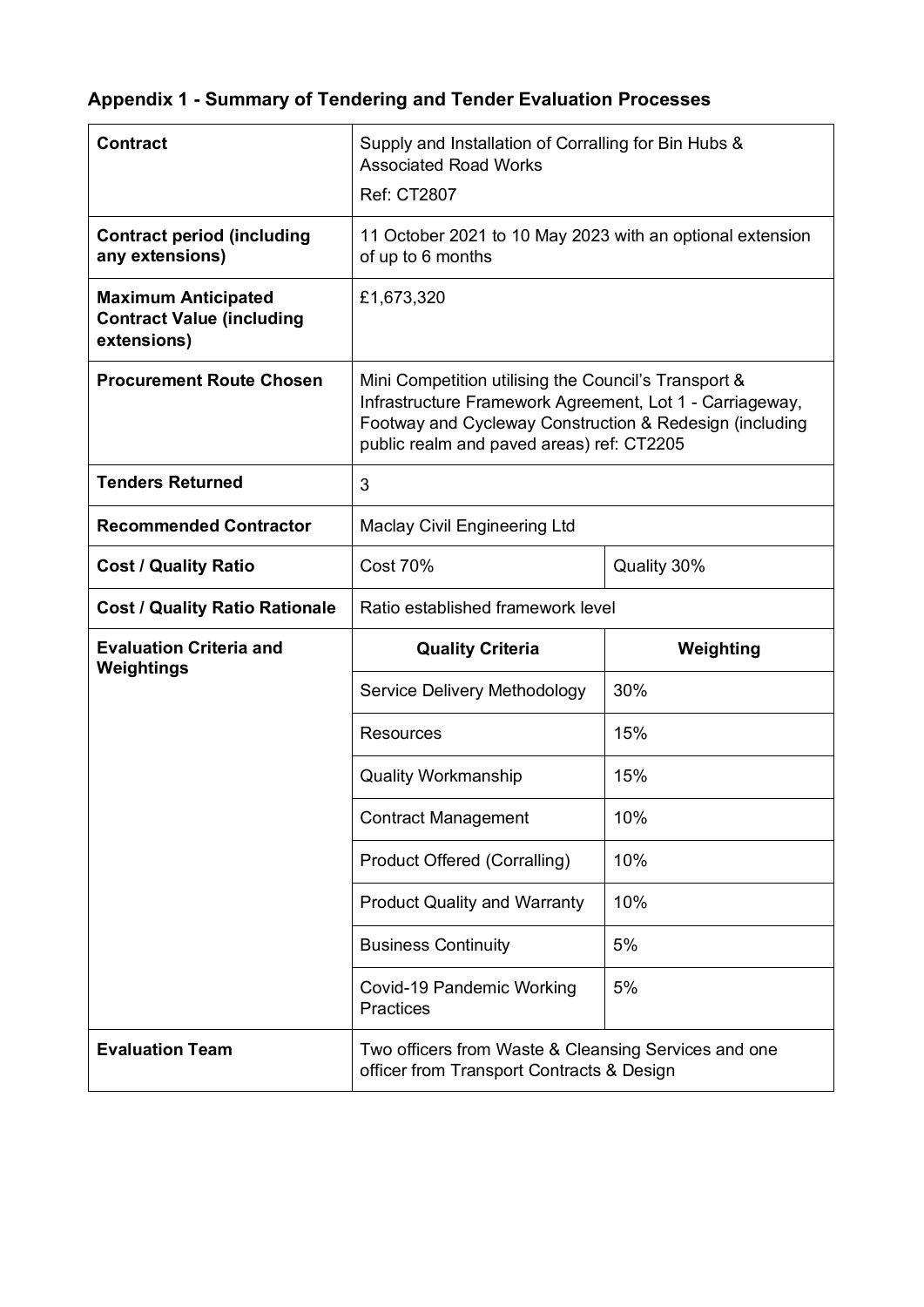## Appendix 1 - Summary of Tendering and Tender Evaluation Processes

| | | |
|---|---|---|
| **Contract** | Supply and Installation of Corralling for Bin Hubs & Associated Road Works<br>Ref: CT2807 | |
| **Contract period (including any extensions)** | 11 October 2021 to 10 May 2023 with an optional extension of up to 6 months | |
| **Maximum Anticipated Contract Value (including extensions)** | £1,673,320 | |
| **Procurement Route Chosen** | Mini Competition utilising the Council's Transport & Infrastructure Framework Agreement, Lot 1 - Carriageway, Footway and Cycleway Construction & Redesign (including public realm and paved areas) ref: CT2205 | |
| **Tenders Returned** | 3 | |
| **Recommended Contractor** | Maclay Civil Engineering Ltd | |
| **Cost / Quality Ratio** | Cost 70% | Quality 30% |
| **Cost / Quality Ratio Rationale** | Ratio established framework level | |
| **Evaluation Criteria and Weightings** | **Quality Criteria** | **Weighting** |
| | Service Delivery Methodology | 30% |
| | Resources | 15% |
| | Quality Workmanship | 15% |
| | Contract Management | 10% |
| | Product Offered (Corralling) | 10% |
| | Product Quality and Warranty | 10% |
| | Business Continuity | 5% |
| | Covid-19 Pandemic Working Practices | 5% |
| **Evaluation Team** | Two officers from Waste & Cleansing Services and one officer from Transport Contracts & Design | |